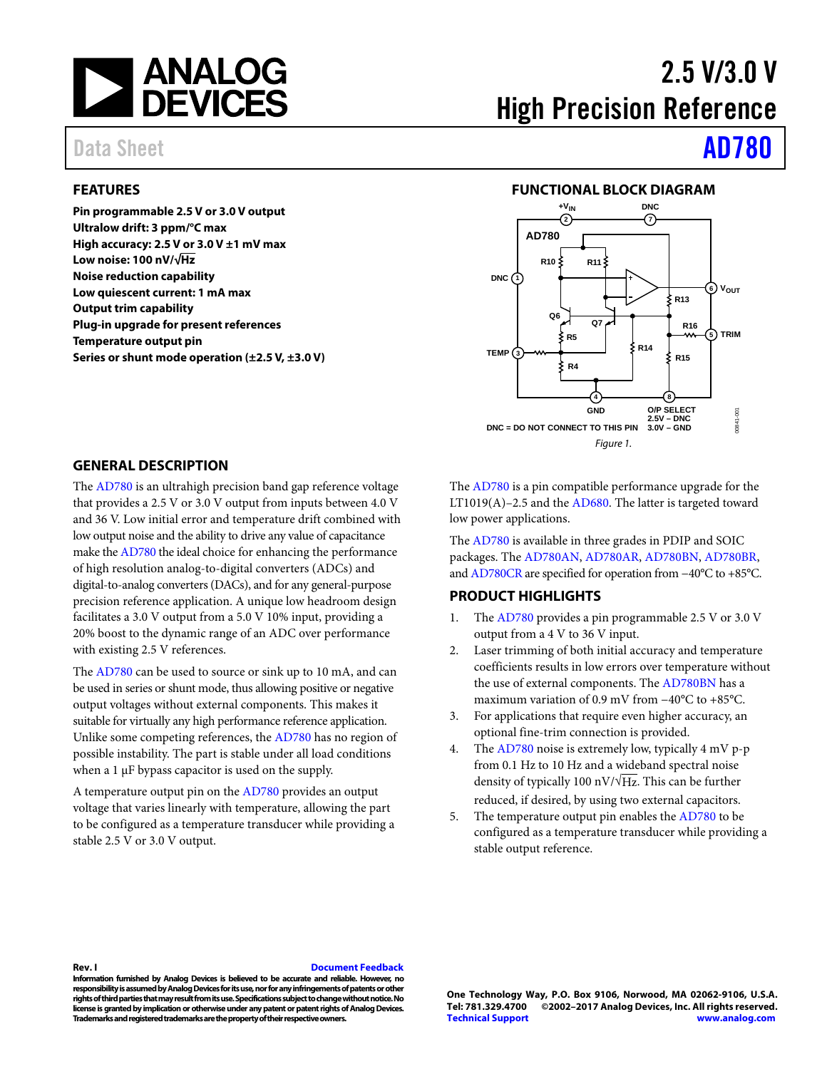# 2.5 V/3.0 V High Precision Reference

Data Sheet **AD780**

## FEATURES

**Pin programmable 2.5 V or 3.0 V output**
**Ultralow drift: 3 ppm/°C max**
**High accuracy: 2.5 V or 3.0 V ±1 mV max**
**Low noise: 100 nV/√Hz**
**Noise reduction capability**
**Low quiescent current: 1 mA max**
**Output trim capability**
**Plug-in upgrade for present references**
**Temperature output pin**
**Series or shunt mode operation (±2.5 V, ±3.0 V)**

## FUNCTIONAL BLOCK DIAGRAM

DNC = DO NOT CONNECT TO THIS PIN

*Figure 1.*

## GENERAL DESCRIPTION

The AD780 is an ultrahigh precision band gap reference voltage that provides a 2.5 V or 3.0 V output from inputs between 4.0 V and 36 V. Low initial error and temperature drift combined with low output noise and the ability to drive any value of capacitance make the AD780 the ideal choice for enhancing the performance of high resolution analog-to-digital converters (ADCs) and digital-to-analog converters (DACs), and for any general-purpose precision reference application. A unique low headroom design facilitates a 3.0 V output from a 5.0 V 10% input, providing a 20% boost to the dynamic range of an ADC over performance with existing 2.5 V references.

The AD780 can be used to source or sink up to 10 mA, and can be used in series or shunt mode, thus allowing positive or negative output voltages without external components. This makes it suitable for virtually any high performance reference application. Unlike some competing references, the AD780 has no region of possible instability. The part is stable under all load conditions when a 1 μF bypass capacitor is used on the supply.

A temperature output pin on the AD780 provides an output voltage that varies linearly with temperature, allowing the part to be configured as a temperature transducer while providing a stable 2.5 V or 3.0 V output.

The AD780 is a pin compatible performance upgrade for the LT1019(A)–2.5 and the AD680. The latter is targeted toward low power applications.

The AD780 is available in three grades in PDIP and SOIC packages. The AD780AN, AD780AR, AD780BN, AD780BR, and AD780CR are specified for operation from −40°C to +85°C.

## PRODUCT HIGHLIGHTS

1. The AD780 provides a pin programmable 2.5 V or 3.0 V output from a 4 V to 36 V input.
2. Laser trimming of both initial accuracy and temperature coefficients results in low errors over temperature without the use of external components. The AD780BN has a maximum variation of 0.9 mV from −40°C to +85°C.
3. For applications that require even higher accuracy, an optional fine-trim connection is provided.
4. The AD780 noise is extremely low, typically 4 mV p-p from 0.1 Hz to 10 Hz and a wideband spectral noise density of typically 100 nV/√Hz. This can be further reduced, if desired, by using two external capacitors.
5. The temperature output pin enables the AD780 to be configured as a temperature transducer while providing a stable output reference.

Rev. I

Information furnished by Analog Devices is believed to be accurate and reliable. However, no responsibility is assumed by Analog Devices for its use, nor for any infringements of patents or other rights of third parties that may result from its use. Specifications subject to change without notice. No license is granted by implication or otherwise under any patent or patent rights of Analog Devices. Trademarks and registered trademarks are the property of their respective owners.

One Technology Way, P.O. Box 9106, Norwood, MA 02062-9106, U.S.A.
Tel: 781.329.4700 ©2002–2017 Analog Devices, Inc. All rights reserved.
Technical Support www.analog.com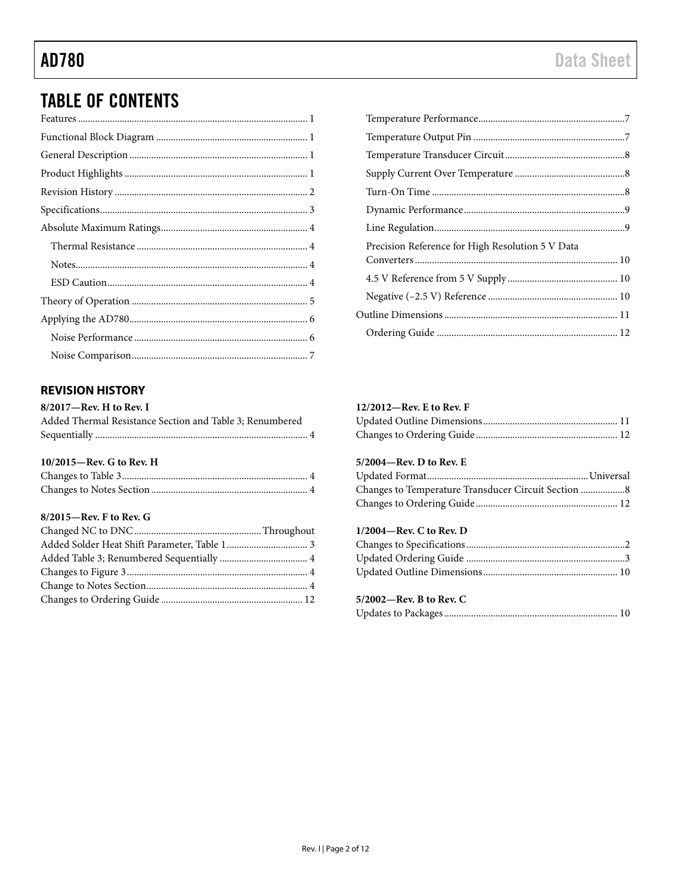## TABLE OF CONTENTS

Features ... 1
Functional Block Diagram ... 1
General Description ... 1
Product Highlights ... 1
Revision History ... 2
Specifications ... 3
Absolute Maximum Ratings ... 4
- Thermal Resistance ... 4
- Notes ... 4
- ESD Caution ... 4

Theory of Operation ... 5
Applying the AD780 ... 6
- Noise Performance ... 6
- Noise Comparison ... 7
- Temperature Performance ... 7
- Temperature Output Pin ... 7
- Temperature Transducer Circuit ... 8
- Supply Current Over Temperature ... 8
- Turn-On Time ... 8
- Dynamic Performance ... 9
- Line Regulation ... 9
- Precision Reference for High Resolution 5 V Data Converters ... 10
- 4.5 V Reference from 5 V Supply ... 10
- Negative (−2.5 V) Reference ... 10

Outline Dimensions ... 11
- Ordering Guide ... 12

### REVISION HISTORY

**8/2017—Rev. H to Rev. I**
Added Thermal Resistance Section and Table 3; Renumbered Sequentially ... 4

**10/2015—Rev. G to Rev. H**
Changes to Table 3 ... 4
Changes to Notes Section ... 4

**8/2015—Rev. F to Rev. G**
Changed NC to DNC ... Throughout
Added Solder Heat Shift Parameter, Table 1 ... 3
Added Table 3; Renumbered Sequentially ... 4
Changes to Figure 3 ... 4
Change to Notes Section ... 4
Changes to Ordering Guide ... 12

**12/2012—Rev. E to Rev. F**
Updated Outline Dimensions ... 11
Changes to Ordering Guide ... 12

**5/2004—Rev. D to Rev. E**
Updated Format ... Universal
Changes to Temperature Transducer Circuit Section ... 8
Changes to Ordering Guide ... 12

**1/2004—Rev. C to Rev. D**
Changes to Specifications ... 2
Updated Ordering Guide ... 3
Updated Outline Dimensions ... 10

**5/2002—Rev. B to Rev. C**
Updates to Packages ... 10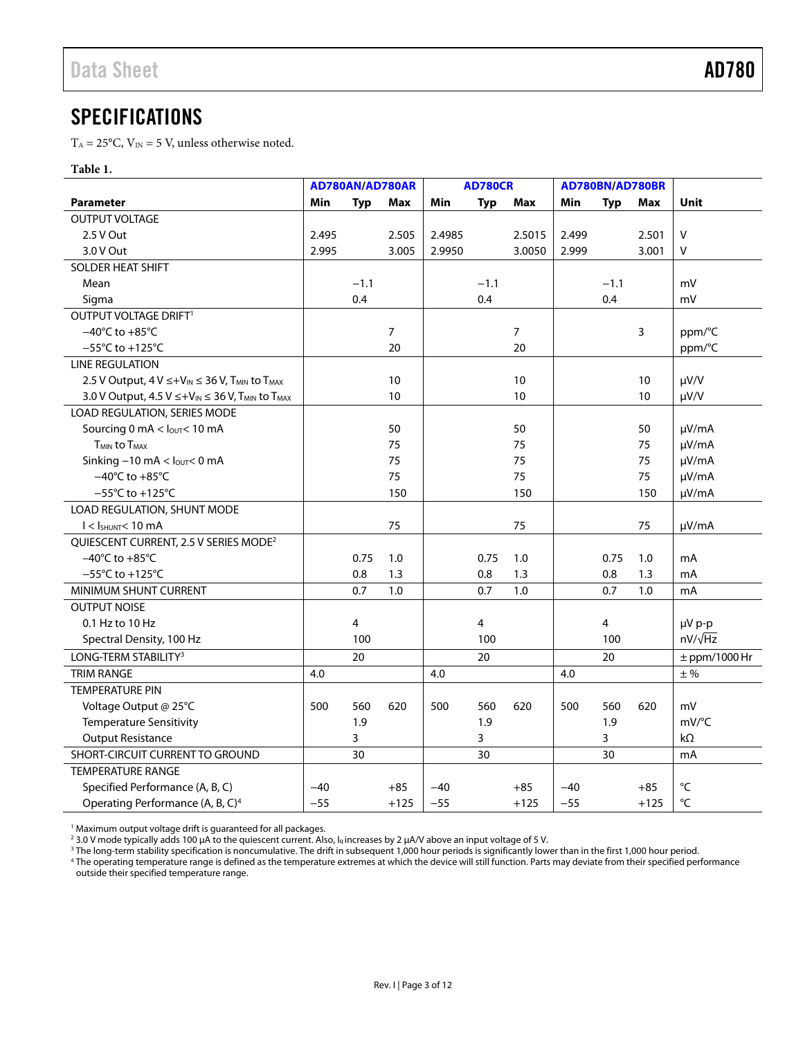## SPECIFICATIONS

$T_A = 25°C$, $V_{IN} = 5$ V, unless otherwise noted.

**Table 1.**

| Parameter | AD780AN/AD780AR | | | AD780CR | | | AD780BN/AD780BR | | | Unit |
|---|---|---|---|---|---|---|---|---|---|---|
| | Min | Typ | Max | Min | Typ | Max | Min | Typ | Max | |
| OUTPUT VOLTAGE | | | | | | | | | | |
| 2.5 V Out | 2.495 | | 2.505 | 2.4985 | | 2.5015 | 2.499 | | 2.501 | V |
| 3.0 V Out | 2.995 | | 3.005 | 2.9950 | | 3.0050 | 2.999 | | 3.001 | V |
| SOLDER HEAT SHIFT | | | | | | | | | | |
| Mean | | −1.1 | | | −1.1 | | | −1.1 | | mV |
| Sigma | | 0.4 | | | 0.4 | | | 0.4 | | mV |
| OUTPUT VOLTAGE DRIFT[1] | | | | | | | | | | |
| −40°C to +85°C | | | 7 | | | 7 | | | 3 | ppm/°C |
| −55°C to +125°C | | | 20 | | | 20 | | | | ppm/°C |
| LINE REGULATION | | | | | | | | | | |
| 2.5 V Output, 4 V ≤ $+V_{IN}$ ≤ 36 V, $T_{MIN}$ to $T_{MAX}$ | | | 10 | | | 10 | | | 10 | μV/V |
| 3.0 V Output, 4.5 V ≤ $+V_{IN}$ ≤ 36 V, $T_{MIN}$ to $T_{MAX}$ | | | 10 | | | 10 | | | 10 | μV/V |
| LOAD REGULATION, SERIES MODE | | | | | | | | | | |
| Sourcing 0 mA < $I_{OUT}$ < 10 mA | | | 50 | | | 50 | | | 50 | μV/mA |
| $T_{MIN}$ to $T_{MAX}$ | | | 75 | | | 75 | | | 75 | μV/mA |
| Sinking −10 mA < $I_{OUT}$ < 0 mA | | | 75 | | | 75 | | | 75 | μV/mA |
| −40°C to +85°C | | | 75 | | | 75 | | | 75 | μV/mA |
| −55°C to +125°C | | | 150 | | | 150 | | | 150 | μV/mA |
| LOAD REGULATION, SHUNT MODE | | | | | | | | | | |
| I < $I_{SHUNT}$ < 10 mA | | | 75 | | | 75 | | | 75 | μV/mA |
| QUIESCENT CURRENT, 2.5 V SERIES MODE[2] | | | | | | | | | | |
| −40°C to +85°C | | 0.75 | 1.0 | | 0.75 | 1.0 | | 0.75 | 1.0 | mA |
| −55°C to +125°C | | 0.8 | 1.3 | | 0.8 | 1.3 | | 0.8 | 1.3 | mA |
| MINIMUM SHUNT CURRENT | | 0.7 | 1.0 | | 0.7 | 1.0 | | 0.7 | 1.0 | mA |
| OUTPUT NOISE | | | | | | | | | | |
| 0.1 Hz to 10 Hz | | 4 | | | 4 | | | 4 | | μV p-p |
| Spectral Density, 100 Hz | | 100 | | | 100 | | | 100 | | nV/√Hz |
| LONG-TERM STABILITY[3] | | 20 | | | 20 | | | 20 | | ± ppm/1000 Hr |
| TRIM RANGE | 4.0 | | | 4.0 | | | 4.0 | | | ± % |
| TEMPERATURE PIN | | | | | | | | | | |
| Voltage Output @ 25°C | 500 | 560 | 620 | 500 | 560 | 620 | 500 | 560 | 620 | mV |
| Temperature Sensitivity | | 1.9 | | | 1.9 | | | 1.9 | | mV/°C |
| Output Resistance | | 3 | | | 3 | | | 3 | | kΩ |
| SHORT-CIRCUIT CURRENT TO GROUND | | 30 | | | 30 | | | 30 | | mA |
| TEMPERATURE RANGE | | | | | | | | | | |
| Specified Performance (A, B, C) | −40 | | +85 | −40 | | +85 | −40 | | +85 | °C |
| Operating Performance (A, B, C)[4] | −55 | | +125 | −55 | | +125 | −55 | | +125 | °C |

[1] Maximum output voltage drift is guaranteed for all packages.

[2] 3.0 V mode typically adds 100 μA to the quiescent current. Also, $I_Q$ increases by 2 μA/V above an input voltage of 5 V.

[3] The long-term stability specification is noncumulative. The drift in subsequent 1,000 hour periods is significantly lower than in the first 1,000 hour period.

[4] The operating temperature range is defined as the temperature extremes at which the device will still function. Parts may deviate from their specified performance outside their specified temperature range.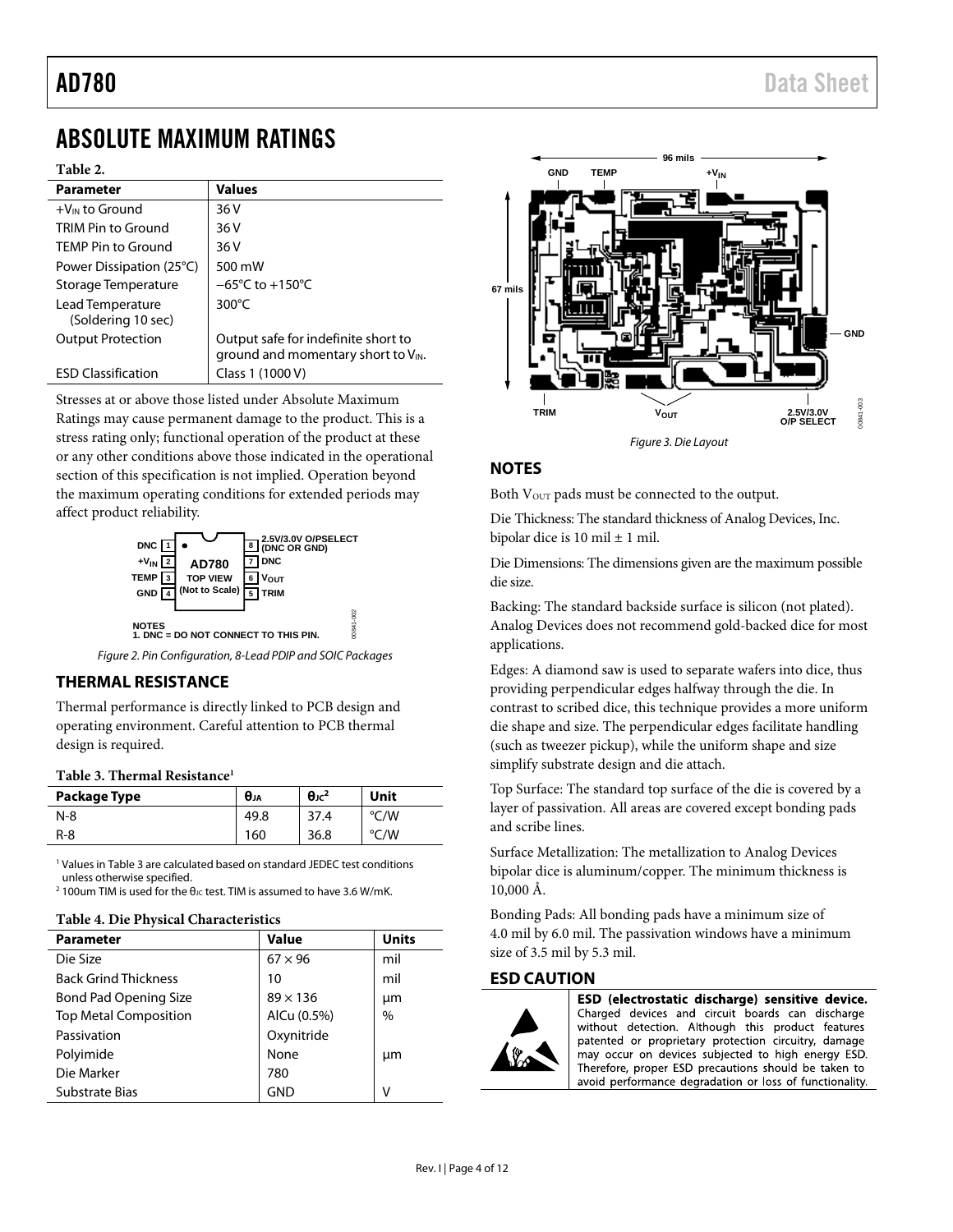# ABSOLUTE MAXIMUM RATINGS

**Table 2.**

| Parameter | Values |
|---|---|
| $+V_{IN}$ to Ground | 36 V |
| TRIM Pin to Ground | 36 V |
| TEMP Pin to Ground | 36 V |
| Power Dissipation (25°C) | 500 mW |
| Storage Temperature | −65°C to +150°C |
| Lead Temperature (Soldering 10 sec) | 300°C |
| Output Protection | Output safe for indefinite short to ground and momentary short to $V_{IN}$. |
| ESD Classification | Class 1 (1000 V) |

Stresses at or above those listed under Absolute Maximum Ratings may cause permanent damage to the product. This is a stress rating only; functional operation of the product at these or any other conditions above those indicated in the operational section of this specification is not implied. Operation beyond the maximum operating conditions for extended periods may affect product reliability.

*Figure 2. Pin Configuration, 8-Lead PDIP and SOIC Packages*

## THERMAL RESISTANCE

Thermal performance is directly linked to PCB design and operating environment. Careful attention to PCB thermal design is required.

**Table 3. Thermal Resistance[1]**

| Package Type | $\theta_{JA}$ | $\theta_{JC}$[2] | Unit |
|---|---|---|---|
| N-8 | 49.8 | 37.4 | °C/W |
| R-8 | 160 | 36.8 | °C/W |

[1] Values in Table 3 are calculated based on standard JEDEC test conditions unless otherwise specified.
[2] 100um TIM is used for the $\theta_{JC}$ test. TIM is assumed to have 3.6 W/mK.

**Table 4. Die Physical Characteristics**

| Parameter | Value | Units |
|---|---|---|
| Die Size | 67 × 96 | mil |
| Back Grind Thickness | 10 | mil |
| Bond Pad Opening Size | 89 × 136 | µm |
| Top Metal Composition | AlCu (0.5%) | % |
| Passivation | Oxynitride | |
| Polyimide | None | µm |
| Die Marker | 780 | |
| Substrate Bias | GND | V |

*Figure 3. Die Layout*

## NOTES

Both $V_{OUT}$ pads must be connected to the output.

Die Thickness: The standard thickness of Analog Devices, Inc. bipolar dice is 10 mil ± 1 mil.

Die Dimensions: The dimensions given are the maximum possible die size.

Backing: The standard backside surface is silicon (not plated). Analog Devices does not recommend gold-backed dice for most applications.

Edges: A diamond saw is used to separate wafers into dice, thus providing perpendicular edges halfway through the die. In contrast to scribed dice, this technique provides a more uniform die shape and size. The perpendicular edges facilitate handling (such as tweezer pickup), while the uniform shape and size simplify substrate design and die attach.

Top Surface: The standard top surface of the die is covered by a layer of passivation. All areas are covered except bonding pads and scribe lines.

Surface Metallization: The metallization to Analog Devices bipolar dice is aluminum/copper. The minimum thickness is 10,000 Å.

Bonding Pads: All bonding pads have a minimum size of 4.0 mil by 6.0 mil. The passivation windows have a minimum size of 3.5 mil by 5.3 mil.

## ESD CAUTION

**ESD (electrostatic discharge) sensitive device.** Charged devices and circuit boards can discharge without detection. Although this product features patented or proprietary protection circuitry, damage may occur on devices subjected to high energy ESD. Therefore, proper ESD precautions should be taken to avoid performance degradation or loss of functionality.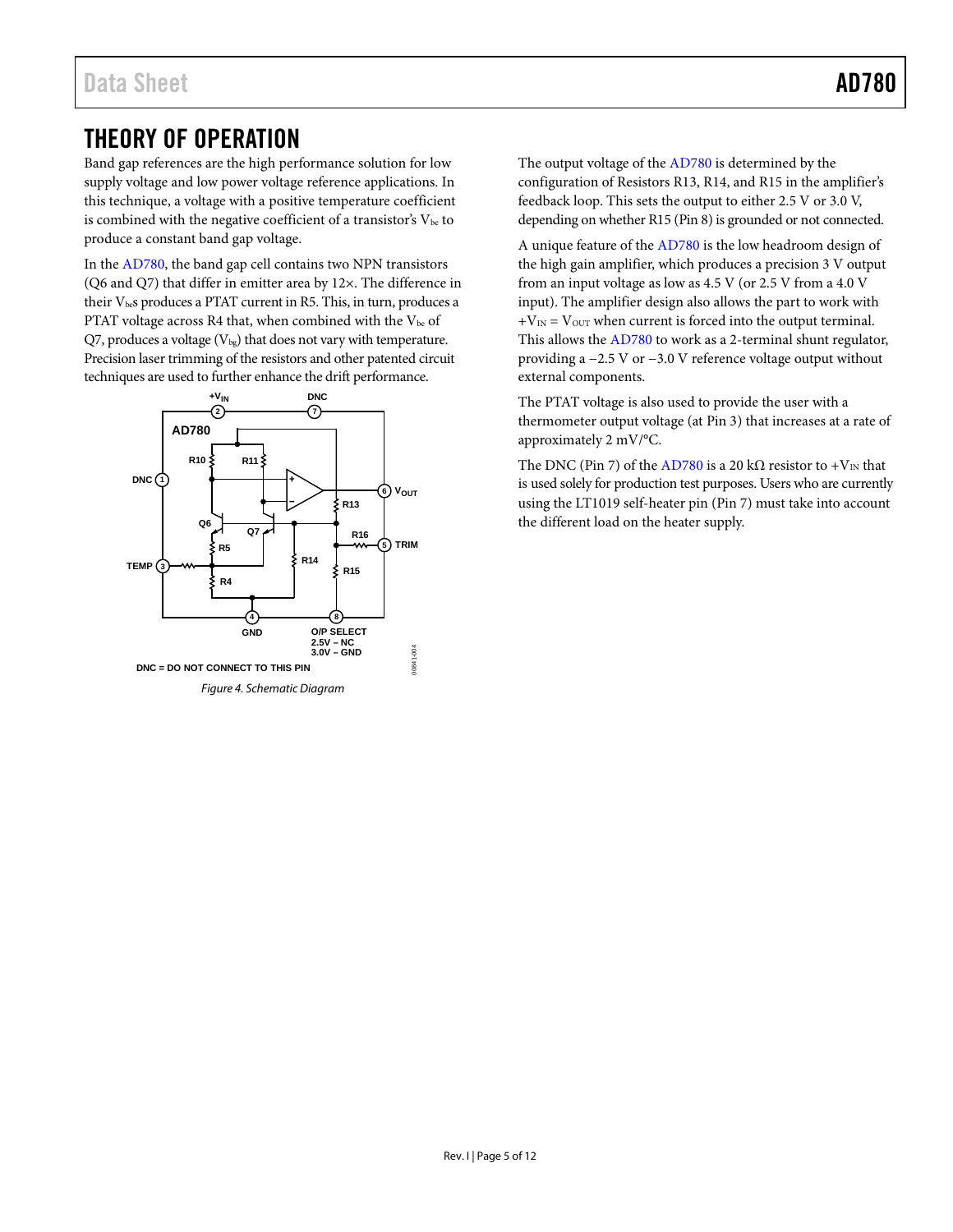# THEORY OF OPERATION

Band gap references are the high performance solution for low supply voltage and low power voltage reference applications. In this technique, a voltage with a positive temperature coefficient is combined with the negative coefficient of a transistor's $V_{be}$ to produce a constant band gap voltage.

In the AD780, the band gap cell contains two NPN transistors (Q6 and Q7) that differ in emitter area by 12×. The difference in their $V_{be}$s produces a PTAT current in R5. This, in turn, produces a PTAT voltage across R4 that, when combined with the $V_{be}$ of Q7, produces a voltage ($V_{bg}$) that does not vary with temperature. Precision laser trimming of the resistors and other patented circuit techniques are used to further enhance the drift performance.

*Figure 4. Schematic Diagram*

The output voltage of the AD780 is determined by the configuration of Resistors R13, R14, and R15 in the amplifier's feedback loop. This sets the output to either 2.5 V or 3.0 V, depending on whether R15 (Pin 8) is grounded or not connected.

A unique feature of the AD780 is the low headroom design of the high gain amplifier, which produces a precision 3 V output from an input voltage as low as 4.5 V (or 2.5 V from a 4.0 V input). The amplifier design also allows the part to work with $+V_{IN} = V_{OUT}$ when current is forced into the output terminal. This allows the AD780 to work as a 2-terminal shunt regulator, providing a −2.5 V or −3.0 V reference voltage output without external components.

The PTAT voltage is also used to provide the user with a thermometer output voltage (at Pin 3) that increases at a rate of approximately 2 mV/°C.

The DNC (Pin 7) of the AD780 is a 20 kΩ resistor to $+V_{IN}$ that is used solely for production test purposes. Users who are currently using the LT1019 self-heater pin (Pin 7) must take into account the different load on the heater supply.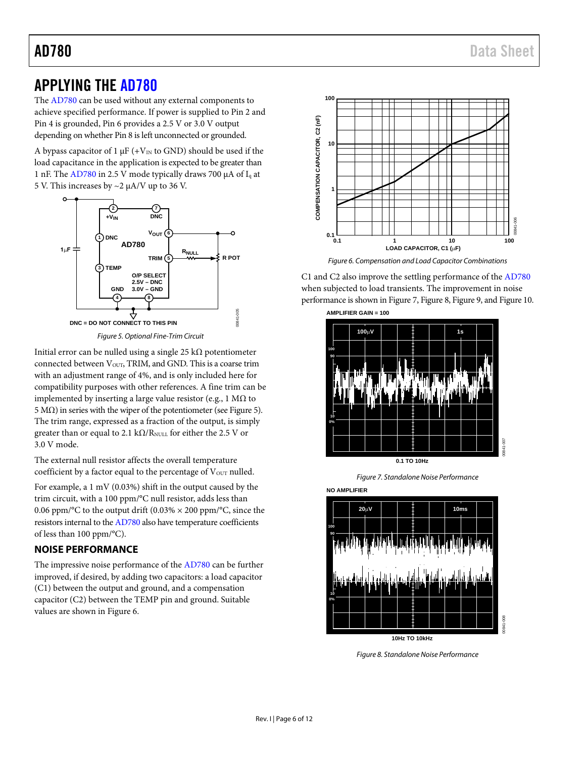# APPLYING THE AD780

The AD780 can be used without any external components to achieve specified performance. If power is supplied to Pin 2 and Pin 4 is grounded, Pin 6 provides a 2.5 V or 3.0 V output depending on whether Pin 8 is left unconnected or grounded.

A bypass capacitor of 1 μF ($+V_{IN}$ to GND) should be used if the load capacitance in the application is expected to be greater than 1 nF. The AD780 in 2.5 V mode typically draws 700 μA of $I_q$ at 5 V. This increases by ~2 μA/V up to 36 V.

*Figure 5. Optional Fine-Trim Circuit*

Initial error can be nulled using a single 25 kΩ potentiometer connected between $V_{OUT}$, TRIM, and GND. This is a coarse trim with an adjustment range of 4%, and is only included here for compatibility purposes with other references. A fine trim can be implemented by inserting a large value resistor (e.g., 1 MΩ to 5 MΩ) in series with the wiper of the potentiometer (see Figure 5). The trim range, expressed as a fraction of the output, is simply greater than or equal to 2.1 kΩ/$R_{NULL}$ for either the 2.5 V or 3.0 V mode.

The external null resistor affects the overall temperature coefficient by a factor equal to the percentage of $V_{OUT}$ nulled.

For example, a 1 mV (0.03%) shift in the output caused by the trim circuit, with a 100 ppm/°C null resistor, adds less than 0.06 ppm/°C to the output drift (0.03% × 200 ppm/°C, since the resistors internal to the AD780 also have temperature coefficients of less than 100 ppm/°C).

## NOISE PERFORMANCE

The impressive noise performance of the AD780 can be further improved, if desired, by adding two capacitors: a load capacitor (C1) between the output and ground, and a compensation capacitor (C2) between the TEMP pin and ground. Suitable values are shown in Figure 6.

*Figure 6. Compensation and Load Capacitor Combinations*

C1 and C2 also improve the settling performance of the AD780 when subjected to load transients. The improvement in noise performance is shown in Figure 7, Figure 8, Figure 9, and Figure 10.

*Figure 7. Standalone Noise Performance*

*Figure 8. Standalone Noise Performance*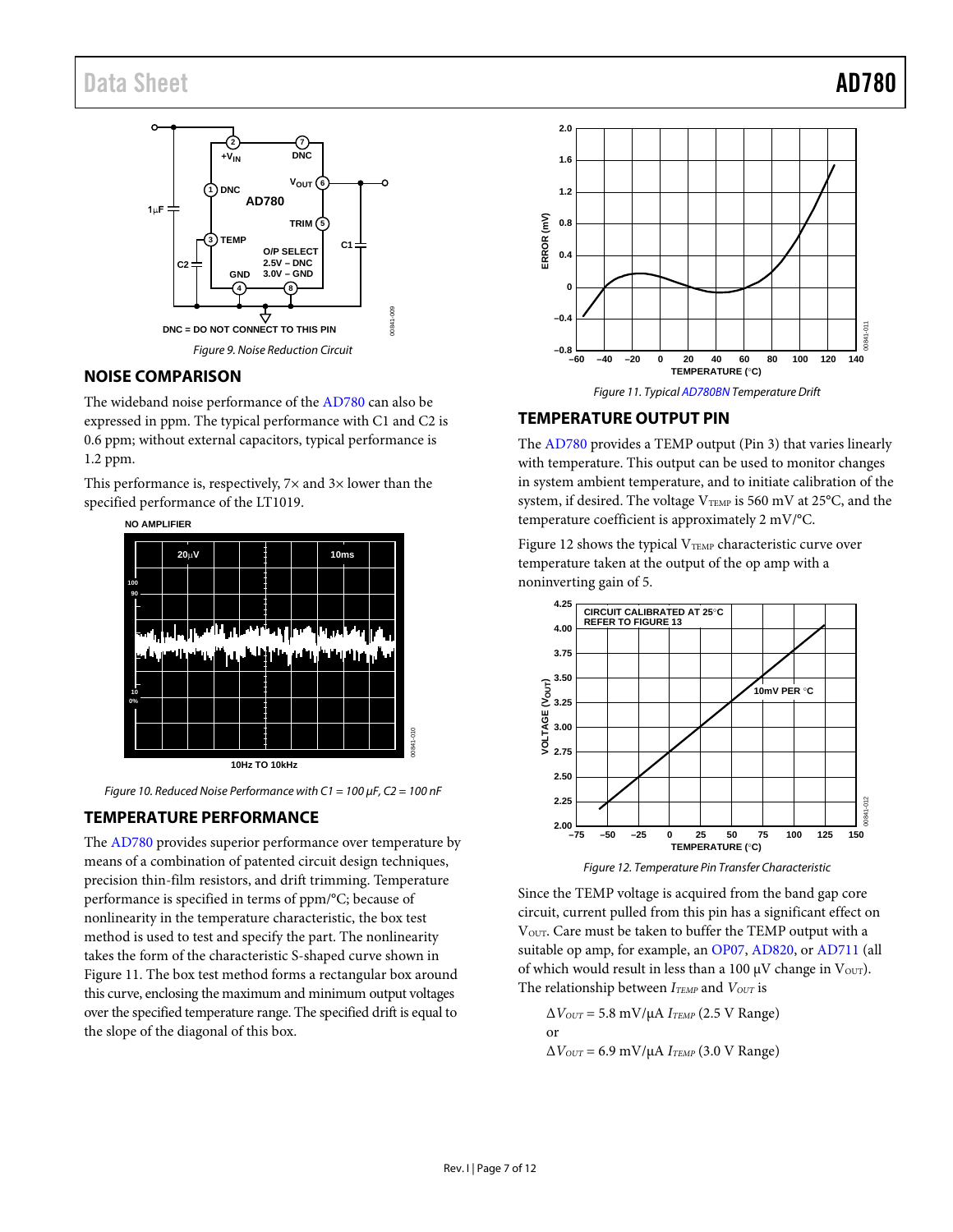Figure 9. Noise Reduction Circuit

## NOISE COMPARISON

The wideband noise performance of the AD780 can also be expressed in ppm. The typical performance with C1 and C2 is 0.6 ppm; without external capacitors, typical performance is 1.2 ppm.

This performance is, respectively, 7× and 3× lower than the specified performance of the LT1019.

Figure 10. Reduced Noise Performance with C1 = 100 µF, C2 = 100 nF

## TEMPERATURE PERFORMANCE

The AD780 provides superior performance over temperature by means of a combination of patented circuit design techniques, precision thin-film resistors, and drift trimming. Temperature performance is specified in terms of ppm/°C; because of nonlinearity in the temperature characteristic, the box test method is used to test and specify the part. The nonlinearity takes the form of the characteristic S-shaped curve shown in Figure 11. The box test method forms a rectangular box around this curve, enclosing the maximum and minimum output voltages over the specified temperature range. The specified drift is equal to the slope of the diagonal of this box.

Figure 11. Typical AD780BN Temperature Drift

## TEMPERATURE OUTPUT PIN

The AD780 provides a TEMP output (Pin 3) that varies linearly with temperature. This output can be used to monitor changes in system ambient temperature, and to initiate calibration of the system, if desired. The voltage $V_{TEMP}$ is 560 mV at 25°C, and the temperature coefficient is approximately 2 mV/°C.

Figure 12 shows the typical $V_{TEMP}$ characteristic curve over temperature taken at the output of the op amp with a noninverting gain of 5.

Figure 12. Temperature Pin Transfer Characteristic

Since the TEMP voltage is acquired from the band gap core circuit, current pulled from this pin has a significant effect on $V_{OUT}$. Care must be taken to buffer the TEMP output with a suitable op amp, for example, an OP07, AD820, or AD711 (all of which would result in less than a 100 µV change in $V_{OUT}$). The relationship between $I_{TEMP}$ and $V_{OUT}$ is

$\Delta V_{OUT}$ = 5.8 mV/µA $I_{TEMP}$ (2.5 V Range)

or

$\Delta V_{OUT}$ = 6.9 mV/µA $I_{TEMP}$ (3.0 V Range)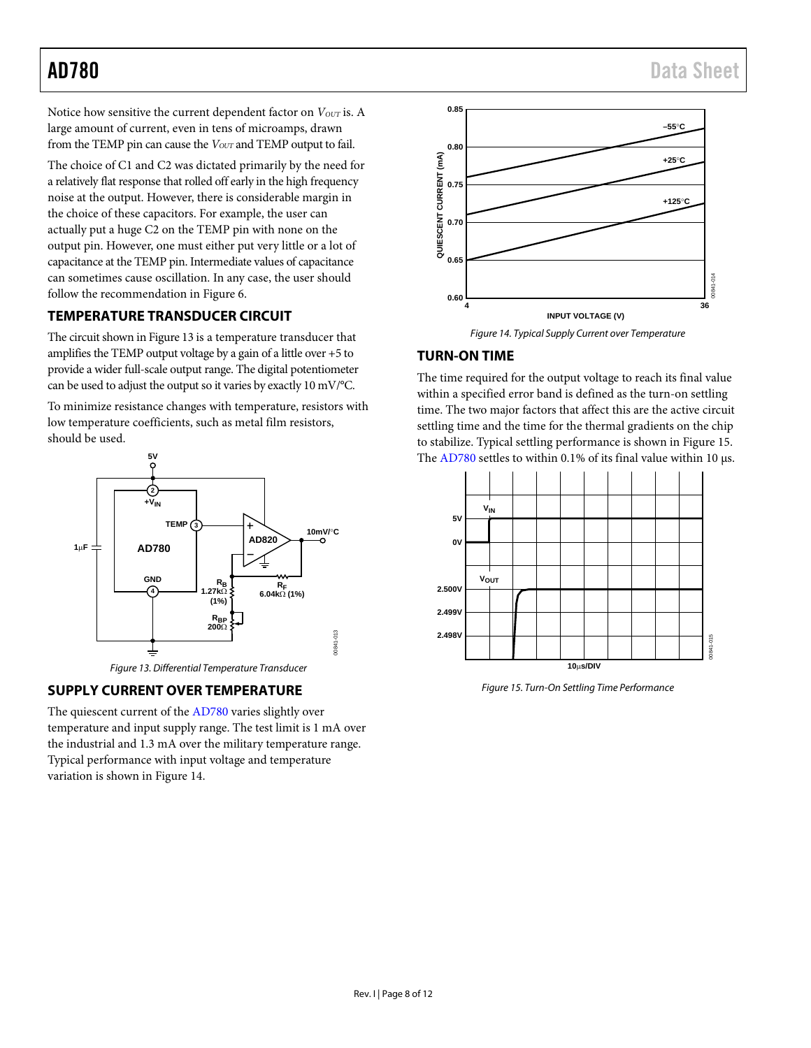Notice how sensitive the current dependent factor on $V_{OUT}$ is. A large amount of current, even in tens of microamps, drawn from the TEMP pin can cause the $V_{OUT}$ and TEMP output to fail.

The choice of C1 and C2 was dictated primarily by the need for a relatively flat response that rolled off early in the high frequency noise at the output. However, there is considerable margin in the choice of these capacitors. For example, the user can actually put a huge C2 on the TEMP pin with none on the output pin. However, one must either put very little or a lot of capacitance at the TEMP pin. Intermediate values of capacitance can sometimes cause oscillation. In any case, the user should follow the recommendation in Figure 6.

## TEMPERATURE TRANSDUCER CIRCUIT

The circuit shown in Figure 13 is a temperature transducer that amplifies the TEMP output voltage by a gain of a little over +5 to provide a wider full-scale output range. The digital potentiometer can be used to adjust the output so it varies by exactly 10 mV/°C.

To minimize resistance changes with temperature, resistors with low temperature coefficients, such as metal film resistors, should be used.

*Figure 13. Differential Temperature Transducer*

## SUPPLY CURRENT OVER TEMPERATURE

The quiescent current of the AD780 varies slightly over temperature and input supply range. The test limit is 1 mA over the industrial and 1.3 mA over the military temperature range. Typical performance with input voltage and temperature variation is shown in Figure 14.

*Figure 14. Typical Supply Current over Temperature*

## TURN-ON TIME

The time required for the output voltage to reach its final value within a specified error band is defined as the turn-on settling time. The two major factors that affect this are the active circuit settling time and the time for the thermal gradients on the chip to stabilize. Typical settling performance is shown in Figure 15. The AD780 settles to within 0.1% of its final value within 10 µs.

*Figure 15. Turn-On Settling Time Performance*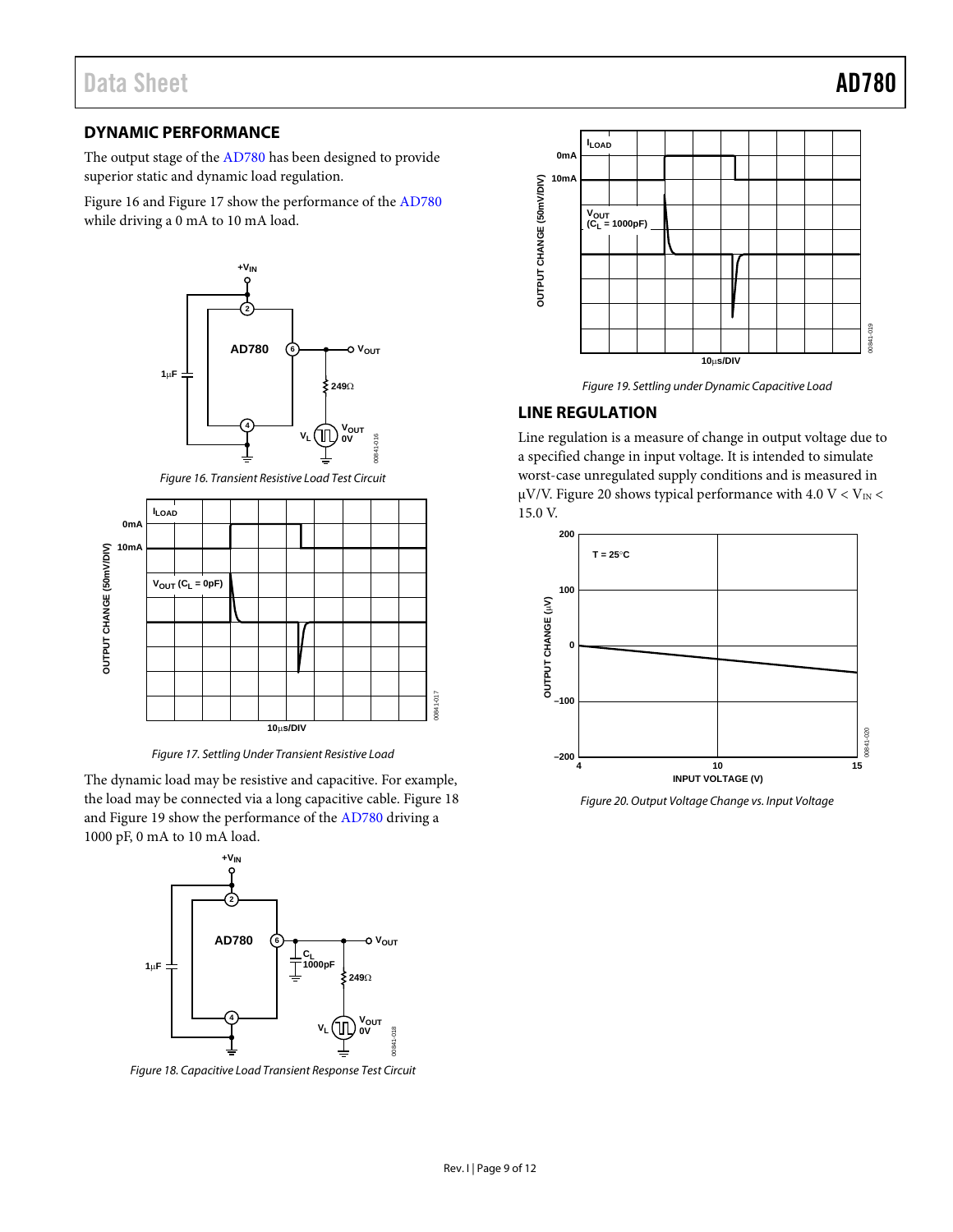## DYNAMIC PERFORMANCE

The output stage of the AD780 has been designed to provide superior static and dynamic load regulation.

Figure 16 and Figure 17 show the performance of the AD780 while driving a 0 mA to 10 mA load.

*Figure 16. Transient Resistive Load Test Circuit*

*Figure 17. Settling Under Transient Resistive Load*

The dynamic load may be resistive and capacitive. For example, the load may be connected via a long capacitive cable. Figure 18 and Figure 19 show the performance of the AD780 driving a 1000 pF, 0 mA to 10 mA load.

*Figure 18. Capacitive Load Transient Response Test Circuit*

*Figure 19. Settling under Dynamic Capacitive Load*

## LINE REGULATION

Line regulation is a measure of change in output voltage due to a specified change in input voltage. It is intended to simulate worst-case unregulated supply conditions and is measured in µV/V. Figure 20 shows typical performance with 4.0 V < $V_{IN}$ < 15.0 V.

*Figure 20. Output Voltage Change vs. Input Voltage*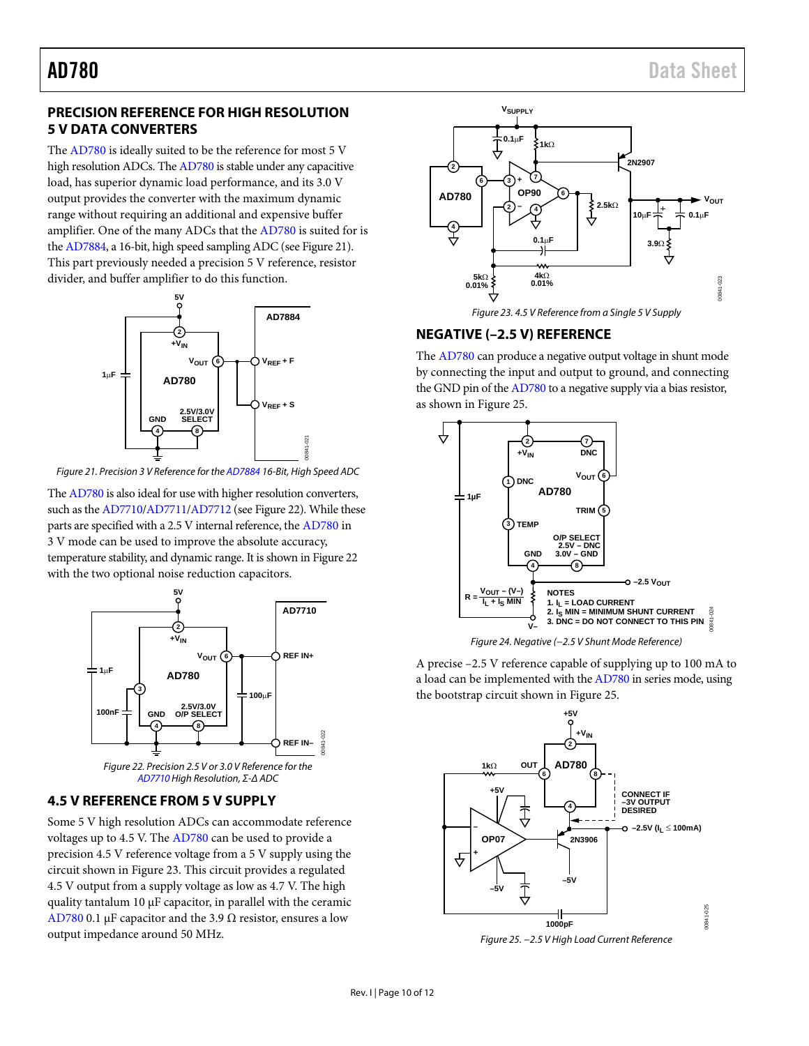## PRECISION REFERENCE FOR HIGH RESOLUTION 5 V DATA CONVERTERS

The AD780 is ideally suited to be the reference for most 5 V high resolution ADCs. The AD780 is stable under any capacitive load, has superior dynamic load performance, and its 3.0 V output provides the converter with the maximum dynamic range without requiring an additional and expensive buffer amplifier. One of the many ADCs that the AD780 is suited for is the AD7884, a 16-bit, high speed sampling ADC (see Figure 21). This part previously needed a precision 5 V reference, resistor divider, and buffer amplifier to do this function.

Figure 21. Precision 3 V Reference for the AD7884 16-Bit, High Speed ADC

The AD780 is also ideal for use with higher resolution converters, such as the AD7710/AD7711/AD7712 (see Figure 22). While these parts are specified with a 2.5 V internal reference, the AD780 in 3 V mode can be used to improve the absolute accuracy, temperature stability, and dynamic range. It is shown in Figure 22 with the two optional noise reduction capacitors.

Figure 22. Precision 2.5 V or 3.0 V Reference for the AD7710 High Resolution, Σ-Δ ADC

## 4.5 V REFERENCE FROM 5 V SUPPLY

Some 5 V high resolution ADCs can accommodate reference voltages up to 4.5 V. The AD780 can be used to provide a precision 4.5 V reference voltage from a 5 V supply using the circuit shown in Figure 23. This circuit provides a regulated 4.5 V output from a supply voltage as low as 4.7 V. The high quality tantalum 10 µF capacitor, in parallel with the ceramic AD780 0.1 µF capacitor and the 3.9 Ω resistor, ensures a low output impedance around 50 MHz.

Figure 23. 4.5 V Reference from a Single 5 V Supply

## NEGATIVE (−2.5 V) REFERENCE

The AD780 can produce a negative output voltage in shunt mode by connecting the input and output to ground, and connecting the GND pin of the AD780 to a negative supply via a bias resistor, as shown in Figure 25.

NOTES
1. $I_L$ = LOAD CURRENT
2. $I_S$ MIN = MINIMUM SHUNT CURRENT
3. DNC = DO NOT CONNECT TO THIS PIN

$$R = \frac{V_{OUT} - (V-)}{I_L + I_S\ MIN}$$

Figure 24. Negative (−2.5 V Shunt Mode Reference)

A precise −2.5 V reference capable of supplying up to 100 mA to a load can be implemented with the AD780 in series mode, using the bootstrap circuit shown in Figure 25.

Figure 25. −2.5 V High Load Current Reference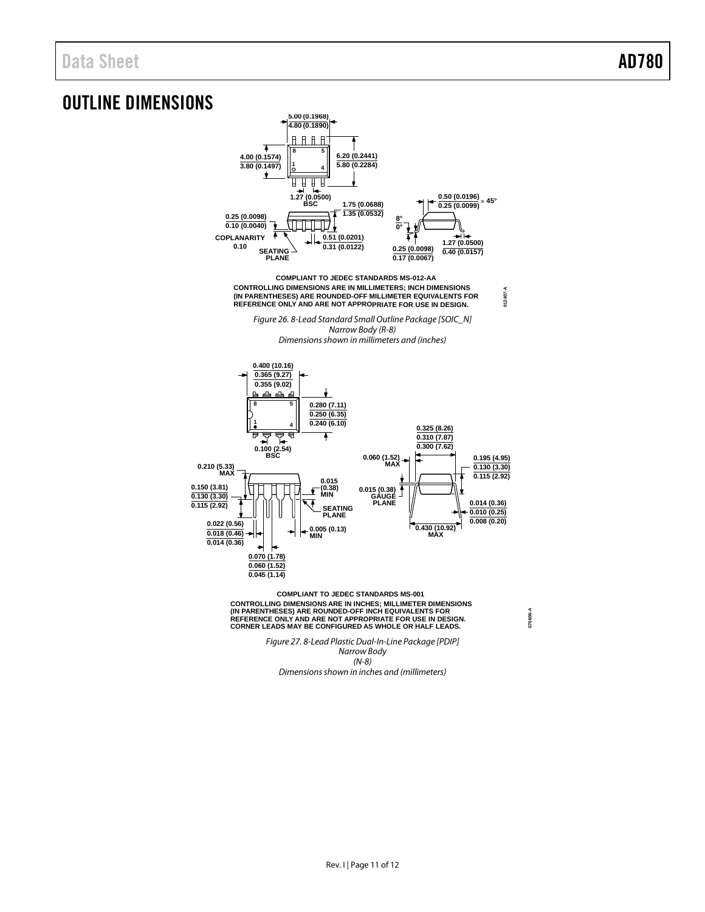## OUTLINE DIMENSIONS

COMPLIANT TO JEDEC STANDARDS MS-012-AA
CONTROLLING DIMENSIONS ARE IN MILLIMETERS; INCH DIMENSIONS (IN PARENTHESES) ARE ROUNDED-OFF MILLIMETER EQUIVALENTS FOR REFERENCE ONLY AND ARE NOT APPROPRIATE FOR USE IN DESIGN.

*Figure 26. 8-Lead Standard Small Outline Package [SOIC_N] Narrow Body (R-8) Dimensions shown in millimeters and (inches)*

COMPLIANT TO JEDEC STANDARDS MS-001
CONTROLLING DIMENSIONS ARE IN INCHES; MILLIMETER DIMENSIONS (IN PARENTHESES) ARE ROUNDED-OFF INCH EQUIVALENTS FOR REFERENCE ONLY AND ARE NOT APPROPRIATE FOR USE IN DESIGN.
CORNER LEADS MAY BE CONFIGURED AS WHOLE OR HALF LEADS.

*Figure 27. 8-Lead Plastic Dual-In-Line Package [PDIP] Narrow Body (N-8) Dimensions shown in inches and (millimeters)*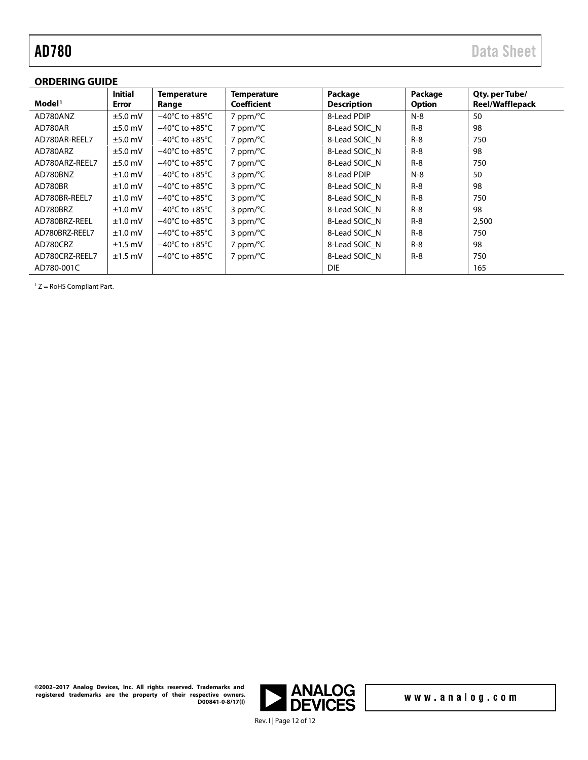## ORDERING GUIDE

| Model[1] | Initial Error | Temperature Range | Temperature Coefficient | Package Description | Package Option | Qty. per Tube/ Reel/Wafflepack |
|---|---|---|---|---|---|---|
| AD780ANZ | ±5.0 mV | −40°C to +85°C | 7 ppm/°C | 8-Lead PDIP | N-8 | 50 |
| AD780AR | ±5.0 mV | −40°C to +85°C | 7 ppm/°C | 8-Lead SOIC_N | R-8 | 98 |
| AD780AR-REEL7 | ±5.0 mV | −40°C to +85°C | 7 ppm/°C | 8-Lead SOIC_N | R-8 | 750 |
| AD780ARZ | ±5.0 mV | −40°C to +85°C | 7 ppm/°C | 8-Lead SOIC_N | R-8 | 98 |
| AD780ARZ-REEL7 | ±5.0 mV | −40°C to +85°C | 7 ppm/°C | 8-Lead SOIC_N | R-8 | 750 |
| AD780BNZ | ±1.0 mV | −40°C to +85°C | 3 ppm/°C | 8-Lead PDIP | N-8 | 50 |
| AD780BR | ±1.0 mV | −40°C to +85°C | 3 ppm/°C | 8-Lead SOIC_N | R-8 | 98 |
| AD780BR-REEL7 | ±1.0 mV | −40°C to +85°C | 3 ppm/°C | 8-Lead SOIC_N | R-8 | 750 |
| AD780BRZ | ±1.0 mV | −40°C to +85°C | 3 ppm/°C | 8-Lead SOIC_N | R-8 | 98 |
| AD780BRZ-REEL | ±1.0 mV | −40°C to +85°C | 3 ppm/°C | 8-Lead SOIC_N | R-8 | 2,500 |
| AD780BRZ-REEL7 | ±1.0 mV | −40°C to +85°C | 3 ppm/°C | 8-Lead SOIC_N | R-8 | 750 |
| AD780CRZ | ±1.5 mV | −40°C to +85°C | 7 ppm/°C | 8-Lead SOIC_N | R-8 | 98 |
| AD780CRZ-REEL7 | ±1.5 mV | −40°C to +85°C | 7 ppm/°C | 8-Lead SOIC_N | R-8 | 750 |
| AD780-001C | | | | DIE | | 165 |

[1] Z = RoHS Compliant Part.

©2002–2017 Analog Devices, Inc. All rights reserved. Trademarks and registered trademarks are the property of their respective owners. D00841-0-8/17(I)

www.analog.com